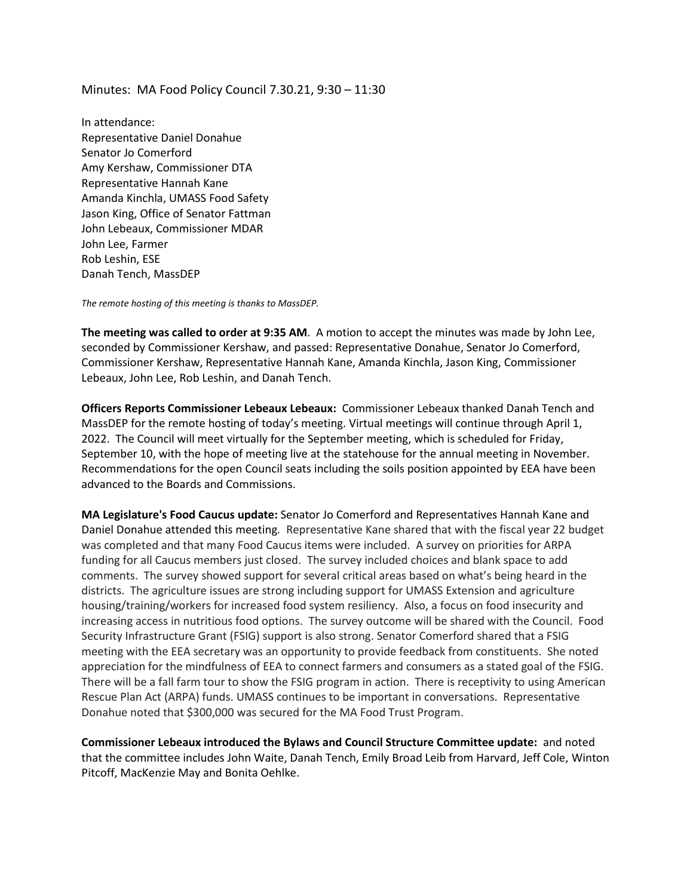Minutes: MA Food Policy Council 7.30.21, 9:30 – 11:30

In attendance:
Representative Daniel Donahue
Senator Jo Comerford
Amy Kershaw, Commissioner DTA
Representative Hannah Kane
Amanda Kinchla, UMASS Food Safety
Jason King, Office of Senator Fattman
John Lebeaux, Commissioner MDAR
John Lee, Farmer
Rob Leshin, ESE
Danah Tench, MassDEP

*The remote hosting of this meeting is thanks to MassDEP.*

**The meeting was called to order at 9:35 AM**. A motion to accept the minutes was made by John Lee, seconded by Commissioner Kershaw, and passed: Representative Donahue, Senator Jo Comerford, Commissioner Kershaw, Representative Hannah Kane, Amanda Kinchla, Jason King, Commissioner Lebeaux, John Lee, Rob Leshin, and Danah Tench.

**Officers Reports Commissioner Lebeaux Lebeaux:** Commissioner Lebeaux thanked Danah Tench and MassDEP for the remote hosting of today's meeting. Virtual meetings will continue through April 1, 2022. The Council will meet virtually for the September meeting, which is scheduled for Friday, September 10, with the hope of meeting live at the statehouse for the annual meeting in November. Recommendations for the open Council seats including the soils position appointed by EEA have been advanced to the Boards and Commissions.

**MA Legislature's Food Caucus update:** Senator Jo Comerford and Representatives Hannah Kane and Daniel Donahue attended this meeting. Representative Kane shared that with the fiscal year 22 budget was completed and that many Food Caucus items were included. A survey on priorities for ARPA funding for all Caucus members just closed. The survey included choices and blank space to add comments. The survey showed support for several critical areas based on what's being heard in the districts. The agriculture issues are strong including support for UMASS Extension and agriculture housing/training/workers for increased food system resiliency. Also, a focus on food insecurity and increasing access in nutritious food options. The survey outcome will be shared with the Council. Food Security Infrastructure Grant (FSIG) support is also strong. Senator Comerford shared that a FSIG meeting with the EEA secretary was an opportunity to provide feedback from constituents. She noted appreciation for the mindfulness of EEA to connect farmers and consumers as a stated goal of the FSIG. There will be a fall farm tour to show the FSIG program in action. There is receptivity to using American Rescue Plan Act (ARPA) funds. UMASS continues to be important in conversations. Representative Donahue noted that $300,000 was secured for the MA Food Trust Program.

**Commissioner Lebeaux introduced the Bylaws and Council Structure Committee update:** and noted that the committee includes John Waite, Danah Tench, Emily Broad Leib from Harvard, Jeff Cole, Winton Pitcoff, MacKenzie May and Bonita Oehlke.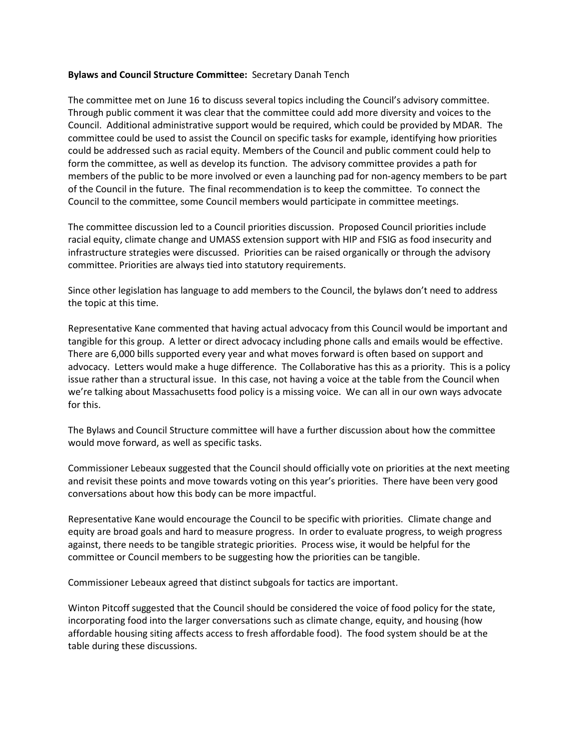**Bylaws and Council Structure Committee:** Secretary Danah Tench

The committee met on June 16 to discuss several topics including the Council's advisory committee. Through public comment it was clear that the committee could add more diversity and voices to the Council. Additional administrative support would be required, which could be provided by MDAR. The committee could be used to assist the Council on specific tasks for example, identifying how priorities could be addressed such as racial equity. Members of the Council and public comment could help to form the committee, as well as develop its function. The advisory committee provides a path for members of the public to be more involved or even a launching pad for non-agency members to be part of the Council in the future. The final recommendation is to keep the committee. To connect the Council to the committee, some Council members would participate in committee meetings.

The committee discussion led to a Council priorities discussion. Proposed Council priorities include racial equity, climate change and UMASS extension support with HIP and FSIG as food insecurity and infrastructure strategies were discussed. Priorities can be raised organically or through the advisory committee. Priorities are always tied into statutory requirements.

Since other legislation has language to add members to the Council, the bylaws don't need to address the topic at this time.

Representative Kane commented that having actual advocacy from this Council would be important and tangible for this group. A letter or direct advocacy including phone calls and emails would be effective. There are 6,000 bills supported every year and what moves forward is often based on support and advocacy. Letters would make a huge difference. The Collaborative has this as a priority. This is a policy issue rather than a structural issue. In this case, not having a voice at the table from the Council when we're talking about Massachusetts food policy is a missing voice. We can all in our own ways advocate for this.

The Bylaws and Council Structure committee will have a further discussion about how the committee would move forward, as well as specific tasks.

Commissioner Lebeaux suggested that the Council should officially vote on priorities at the next meeting and revisit these points and move towards voting on this year's priorities. There have been very good conversations about how this body can be more impactful.

Representative Kane would encourage the Council to be specific with priorities. Climate change and equity are broad goals and hard to measure progress. In order to evaluate progress, to weigh progress against, there needs to be tangible strategic priorities. Process wise, it would be helpful for the committee or Council members to be suggesting how the priorities can be tangible.

Commissioner Lebeaux agreed that distinct subgoals for tactics are important.

Winton Pitcoff suggested that the Council should be considered the voice of food policy for the state, incorporating food into the larger conversations such as climate change, equity, and housing (how affordable housing siting affects access to fresh affordable food). The food system should be at the table during these discussions.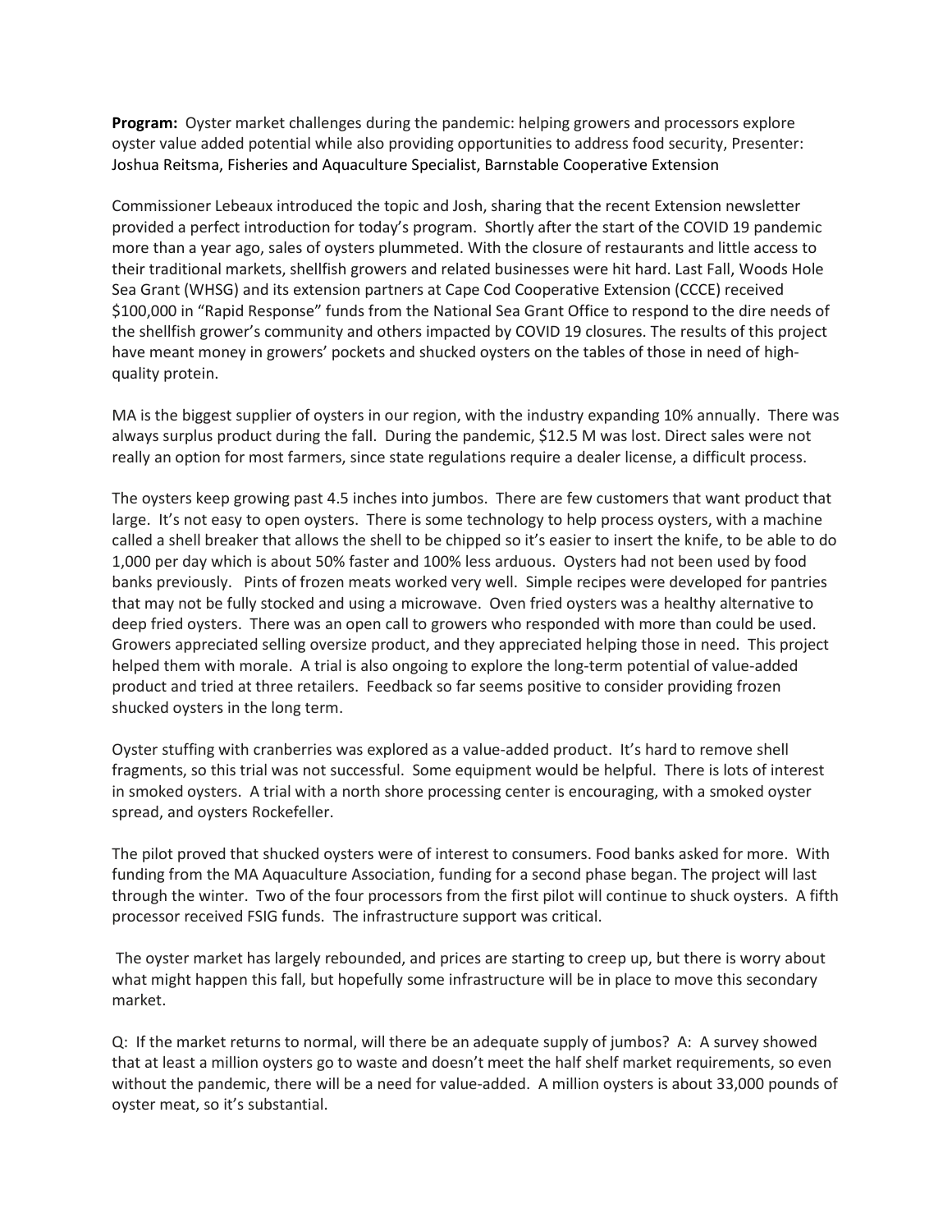**Program:** Oyster market challenges during the pandemic: helping growers and processors explore oyster value added potential while also providing opportunities to address food security, Presenter: Joshua Reitsma, Fisheries and Aquaculture Specialist, Barnstable Cooperative Extension

Commissioner Lebeaux introduced the topic and Josh, sharing that the recent Extension newsletter provided a perfect introduction for today's program. Shortly after the start of the COVID 19 pandemic more than a year ago, sales of oysters plummeted. With the closure of restaurants and little access to their traditional markets, shellfish growers and related businesses were hit hard. Last Fall, Woods Hole Sea Grant (WHSG) and its extension partners at Cape Cod Cooperative Extension (CCCE) received \$100,000 in "Rapid Response" funds from the National Sea Grant Office to respond to the dire needs of the shellfish grower's community and others impacted by COVID 19 closures. The results of this project have meant money in growers' pockets and shucked oysters on the tables of those in need of high-quality protein.

MA is the biggest supplier of oysters in our region, with the industry expanding 10% annually. There was always surplus product during the fall. During the pandemic, \$12.5 M was lost. Direct sales were not really an option for most farmers, since state regulations require a dealer license, a difficult process.

The oysters keep growing past 4.5 inches into jumbos. There are few customers that want product that large. It's not easy to open oysters. There is some technology to help process oysters, with a machine called a shell breaker that allows the shell to be chipped so it's easier to insert the knife, to be able to do 1,000 per day which is about 50% faster and 100% less arduous. Oysters had not been used by food banks previously. Pints of frozen meats worked very well. Simple recipes were developed for pantries that may not be fully stocked and using a microwave. Oven fried oysters was a healthy alternative to deep fried oysters. There was an open call to growers who responded with more than could be used. Growers appreciated selling oversize product, and they appreciated helping those in need. This project helped them with morale. A trial is also ongoing to explore the long-term potential of value-added product and tried at three retailers. Feedback so far seems positive to consider providing frozen shucked oysters in the long term.

Oyster stuffing with cranberries was explored as a value-added product. It's hard to remove shell fragments, so this trial was not successful. Some equipment would be helpful. There is lots of interest in smoked oysters. A trial with a north shore processing center is encouraging, with a smoked oyster spread, and oysters Rockefeller.

The pilot proved that shucked oysters were of interest to consumers. Food banks asked for more. With funding from the MA Aquaculture Association, funding for a second phase began. The project will last through the winter. Two of the four processors from the first pilot will continue to shuck oysters. A fifth processor received FSIG funds. The infrastructure support was critical.

The oyster market has largely rebounded, and prices are starting to creep up, but there is worry about what might happen this fall, but hopefully some infrastructure will be in place to move this secondary market.

Q: If the market returns to normal, will there be an adequate supply of jumbos? A: A survey showed that at least a million oysters go to waste and doesn't meet the half shelf market requirements, so even without the pandemic, there will be a need for value-added. A million oysters is about 33,000 pounds of oyster meat, so it's substantial.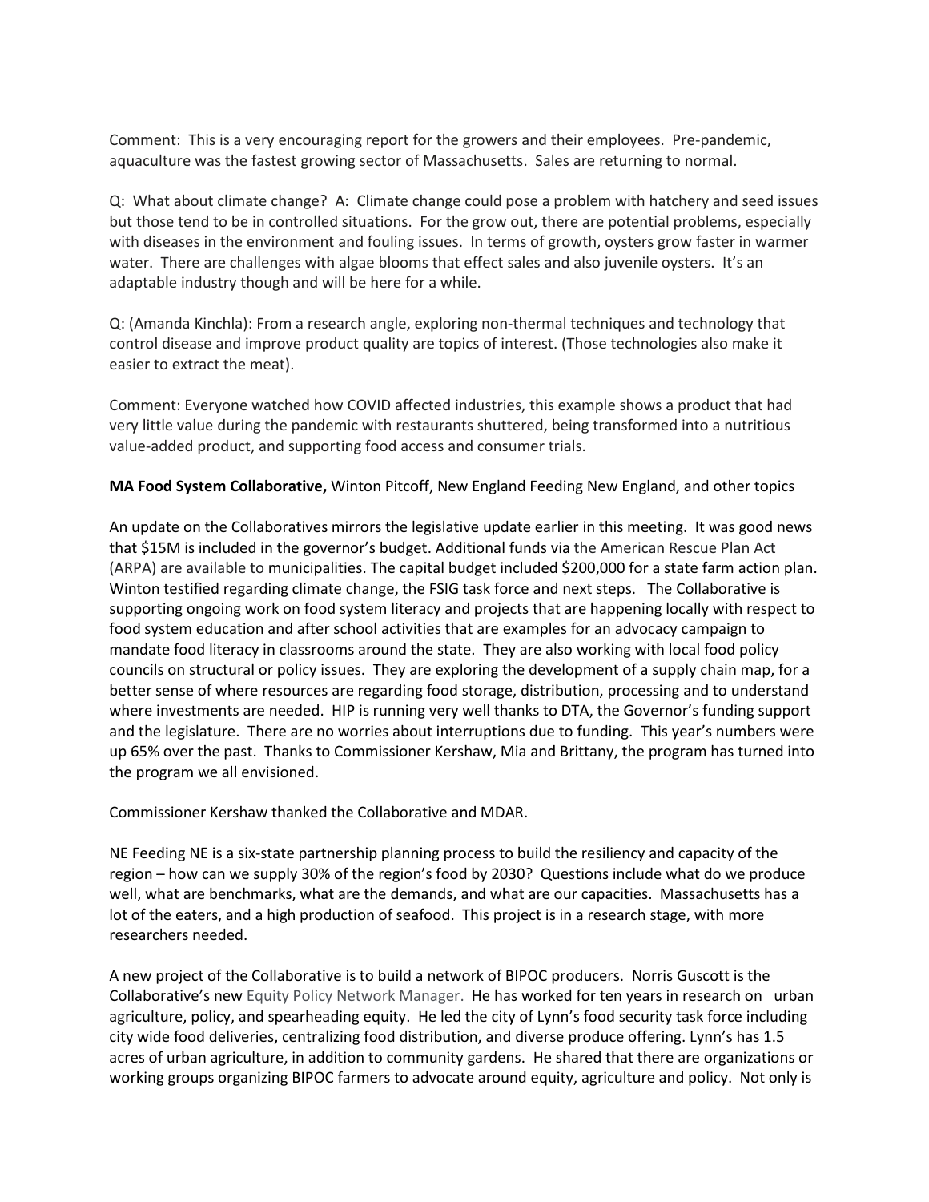Comment: This is a very encouraging report for the growers and their employees. Pre-pandemic, aquaculture was the fastest growing sector of Massachusetts. Sales are returning to normal.

Q: What about climate change? A: Climate change could pose a problem with hatchery and seed issues but those tend to be in controlled situations. For the grow out, there are potential problems, especially with diseases in the environment and fouling issues. In terms of growth, oysters grow faster in warmer water. There are challenges with algae blooms that effect sales and also juvenile oysters. It's an adaptable industry though and will be here for a while.

Q: (Amanda Kinchla): From a research angle, exploring non-thermal techniques and technology that control disease and improve product quality are topics of interest. (Those technologies also make it easier to extract the meat).

Comment: Everyone watched how COVID affected industries, this example shows a product that had very little value during the pandemic with restaurants shuttered, being transformed into a nutritious value-added product, and supporting food access and consumer trials.

**MA Food System Collaborative,** Winton Pitcoff, New England Feeding New England, and other topics

An update on the Collaboratives mirrors the legislative update earlier in this meeting. It was good news that $15M is included in the governor's budget. Additional funds via the American Rescue Plan Act (ARPA) are available to municipalities. The capital budget included $200,000 for a state farm action plan. Winton testified regarding climate change, the FSIG task force and next steps. The Collaborative is supporting ongoing work on food system literacy and projects that are happening locally with respect to food system education and after school activities that are examples for an advocacy campaign to mandate food literacy in classrooms around the state. They are also working with local food policy councils on structural or policy issues. They are exploring the development of a supply chain map, for a better sense of where resources are regarding food storage, distribution, processing and to understand where investments are needed. HIP is running very well thanks to DTA, the Governor's funding support and the legislature. There are no worries about interruptions due to funding. This year's numbers were up 65% over the past. Thanks to Commissioner Kershaw, Mia and Brittany, the program has turned into the program we all envisioned.

Commissioner Kershaw thanked the Collaborative and MDAR.

NE Feeding NE is a six-state partnership planning process to build the resiliency and capacity of the region – how can we supply 30% of the region's food by 2030? Questions include what do we produce well, what are benchmarks, what are the demands, and what are our capacities. Massachusetts has a lot of the eaters, and a high production of seafood. This project is in a research stage, with more researchers needed.

A new project of the Collaborative is to build a network of BIPOC producers. Norris Guscott is the Collaborative's new Equity Policy Network Manager. He has worked for ten years in research on urban agriculture, policy, and spearheading equity. He led the city of Lynn's food security task force including city wide food deliveries, centralizing food distribution, and diverse produce offering. Lynn's has 1.5 acres of urban agriculture, in addition to community gardens. He shared that there are organizations or working groups organizing BIPOC farmers to advocate around equity, agriculture and policy. Not only is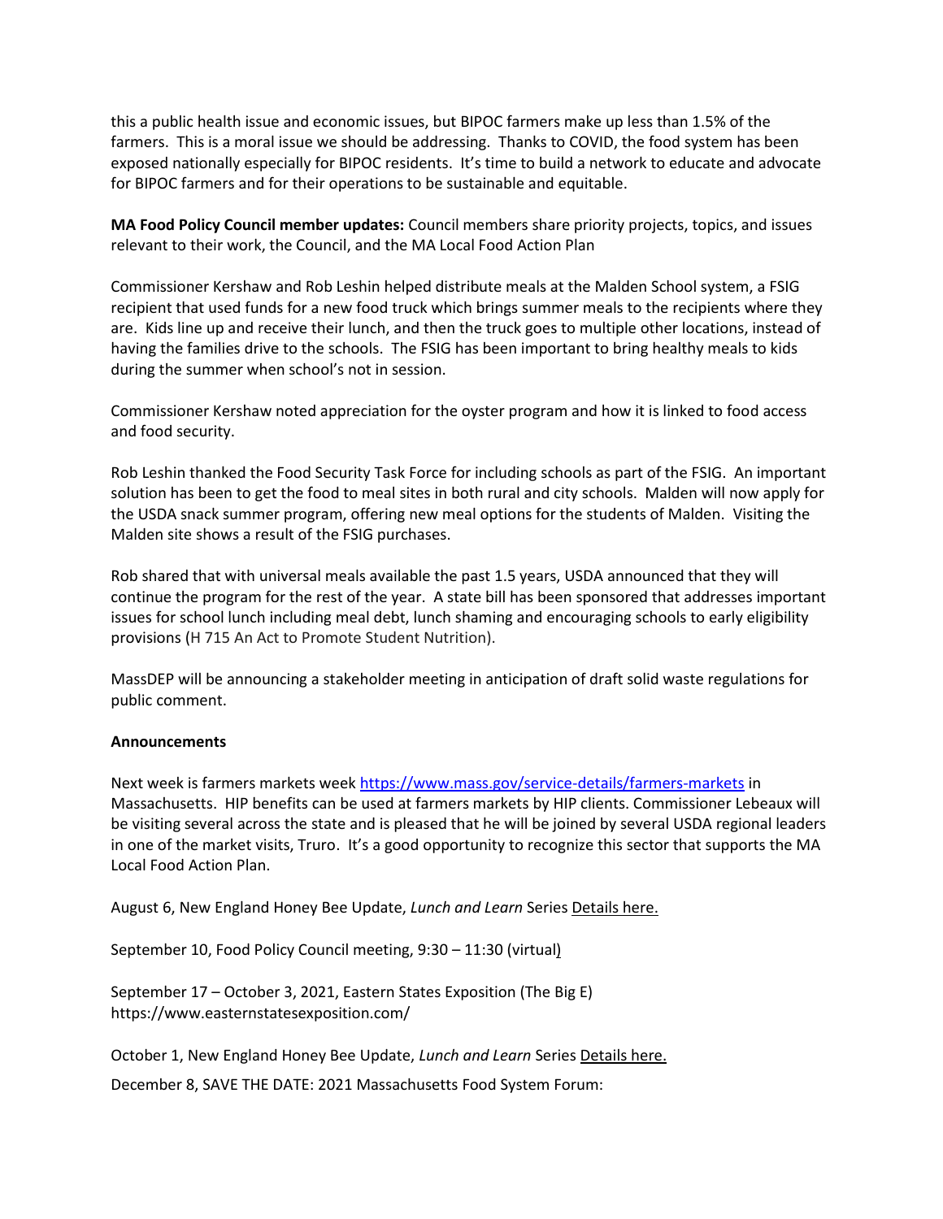this a public health issue and economic issues, but BIPOC farmers make up less than 1.5% of the farmers. This is a moral issue we should be addressing. Thanks to COVID, the food system has been exposed nationally especially for BIPOC residents. It's time to build a network to educate and advocate for BIPOC farmers and for their operations to be sustainable and equitable.

**MA Food Policy Council member updates:** Council members share priority projects, topics, and issues relevant to their work, the Council, and the MA Local Food Action Plan

Commissioner Kershaw and Rob Leshin helped distribute meals at the Malden School system, a FSIG recipient that used funds for a new food truck which brings summer meals to the recipients where they are. Kids line up and receive their lunch, and then the truck goes to multiple other locations, instead of having the families drive to the schools. The FSIG has been important to bring healthy meals to kids during the summer when school's not in session.

Commissioner Kershaw noted appreciation for the oyster program and how it is linked to food access and food security.

Rob Leshin thanked the Food Security Task Force for including schools as part of the FSIG. An important solution has been to get the food to meal sites in both rural and city schools. Malden will now apply for the USDA snack summer program, offering new meal options for the students of Malden. Visiting the Malden site shows a result of the FSIG purchases.

Rob shared that with universal meals available the past 1.5 years, USDA announced that they will continue the program for the rest of the year. A state bill has been sponsored that addresses important issues for school lunch including meal debt, lunch shaming and encouraging schools to early eligibility provisions (H 715 An Act to Promote Student Nutrition).

MassDEP will be announcing a stakeholder meeting in anticipation of draft solid waste regulations for public comment.

**Announcements**

Next week is farmers markets week https://www.mass.gov/service-details/farmers-markets in Massachusetts. HIP benefits can be used at farmers markets by HIP clients. Commissioner Lebeaux will be visiting several across the state and is pleased that he will be joined by several USDA regional leaders in one of the market visits, Truro. It's a good opportunity to recognize this sector that supports the MA Local Food Action Plan.

August 6, New England Honey Bee Update, *Lunch and Learn* Series Details here.

September 10, Food Policy Council meeting, 9:30 – 11:30 (virtual)

September 17 – October 3, 2021, Eastern States Exposition (The Big E) https://www.easternstatesexposition.com/

October 1, New England Honey Bee Update, *Lunch and Learn* Series Details here.

December 8, SAVE THE DATE: 2021 Massachusetts Food System Forum: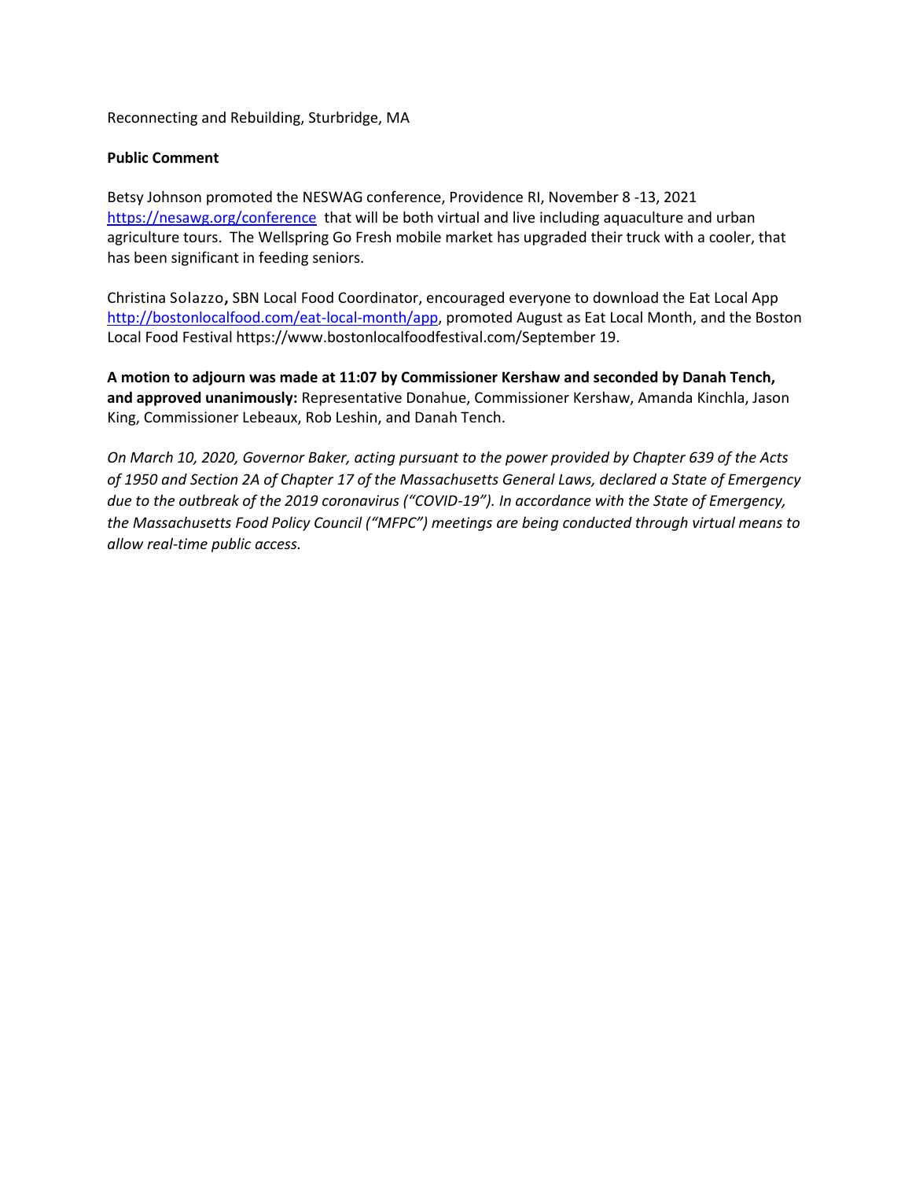Reconnecting and Rebuilding, Sturbridge, MA

**Public Comment**

Betsy Johnson promoted the NESWAG conference, Providence RI, November 8 -13, 2021 https://nesawg.org/conference that will be both virtual and live including aquaculture and urban agriculture tours. The Wellspring Go Fresh mobile market has upgraded their truck with a cooler, that has been significant in feeding seniors.

Christina Solazzo**,** SBN Local Food Coordinator, encouraged everyone to download the Eat Local App http://bostonlocalfood.com/eat-local-month/app, promoted August as Eat Local Month, and the Boston Local Food Festival https://www.bostonlocalfoodfestival.com/September 19.

**A motion to adjourn was made at 11:07 by Commissioner Kershaw and seconded by Danah Tench, and approved unanimously:** Representative Donahue, Commissioner Kershaw, Amanda Kinchla, Jason King, Commissioner Lebeaux, Rob Leshin, and Danah Tench.

*On March 10, 2020, Governor Baker, acting pursuant to the power provided by Chapter 639 of the Acts of 1950 and Section 2A of Chapter 17 of the Massachusetts General Laws, declared a State of Emergency due to the outbreak of the 2019 coronavirus ("COVID-19"). In accordance with the State of Emergency, the Massachusetts Food Policy Council ("MFPC") meetings are being conducted through virtual means to allow real-time public access.*